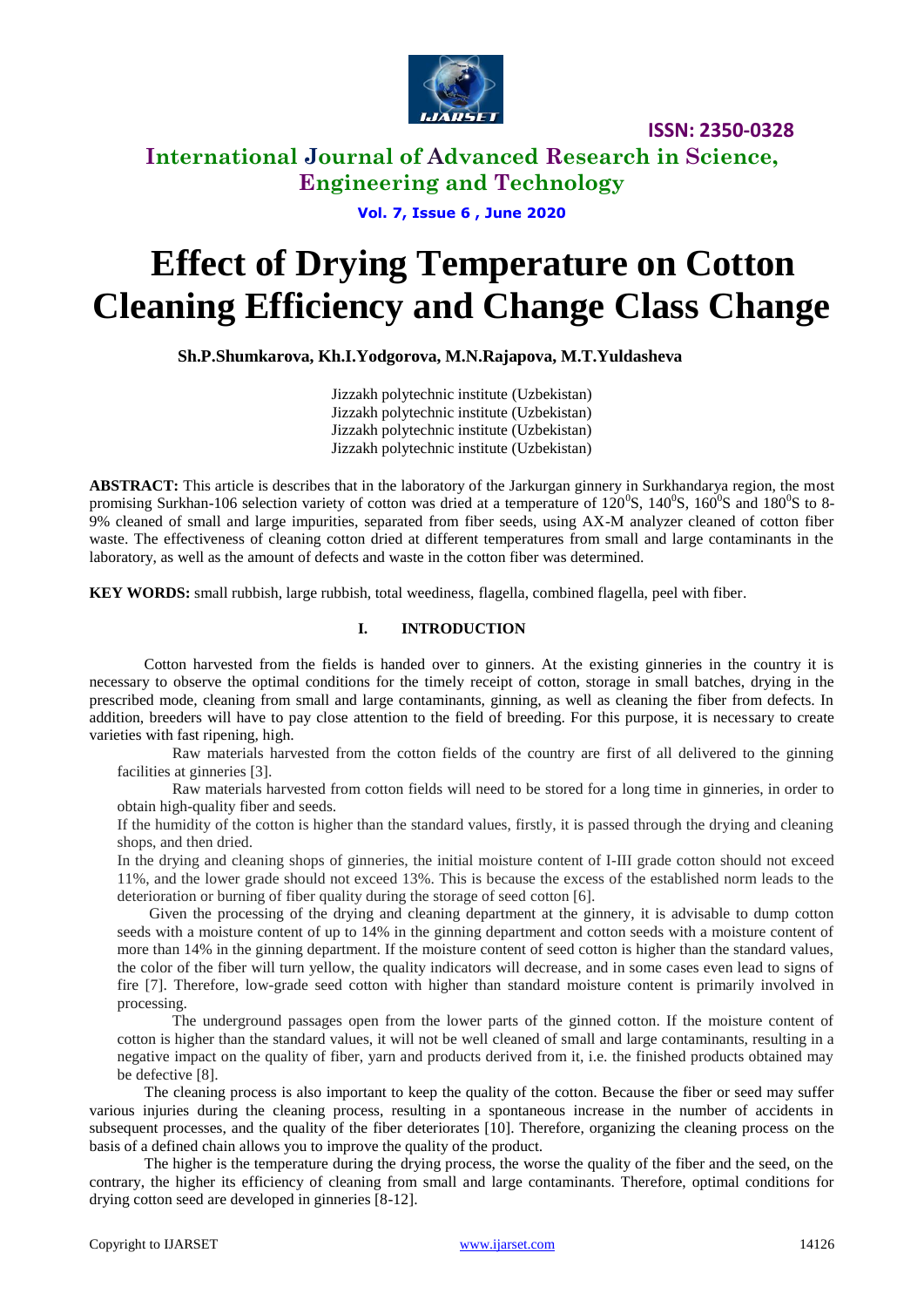# Effect of Drying Temperature on Cotton Cleaning Efficiency and Change Class Change

**Sh.P.Shumkarova, Kh.I.Yodgorova, M.N.Rajapova, M.T.Yuldasheva**

Jizzakh polytechnic institute (Uzbekistan)
Jizzakh polytechnic institute (Uzbekistan)
Jizzakh polytechnic institute (Uzbekistan)
Jizzakh polytechnic institute (Uzbekistan)

**ABSTRACT:** This article is describes that in the laboratory of the Jarkurgan ginnery in Surkhandarya region, the most promising Surkhan-106 selection variety of cotton was dried at a temperature of $120^0$S, $140^0$S, $160^0$S and $180^0$S to 8-9% cleaned of small and large impurities, separated from fiber seeds, using AX-M analyzer cleaned of cotton fiber waste. The effectiveness of cleaning cotton dried at different temperatures from small and large contaminants in the laboratory, as well as the amount of defects and waste in the cotton fiber was determined.

**KEY WORDS:** small rubbish, large rubbish, total weediness, flagella, combined flagella, peel with fiber.

## I. INTRODUCTION

Cotton harvested from the fields is handed over to ginners. At the existing ginneries in the country it is necessary to observe the optimal conditions for the timely receipt of cotton, storage in small batches, drying in the prescribed mode, cleaning from small and large contaminants, ginning, as well as cleaning the fiber from defects. In addition, breeders will have to pay close attention to the field of breeding. For this purpose, it is necessary to create varieties with fast ripening, high.

Raw materials harvested from the cotton fields of the country are first of all delivered to the ginning facilities at ginneries [3].

Raw materials harvested from cotton fields will need to be stored for a long time in ginneries, in order to obtain high-quality fiber and seeds.

If the humidity of the cotton is higher than the standard values, firstly, it is passed through the drying and cleaning shops, and then dried.

In the drying and cleaning shops of ginneries, the initial moisture content of I-III grade cotton should not exceed 11%, and the lower grade should not exceed 13%. This is because the excess of the established norm leads to the deterioration or burning of fiber quality during the storage of seed cotton [6].

Given the processing of the drying and cleaning department at the ginnery, it is advisable to dump cotton seeds with a moisture content of up to 14% in the ginning department and cotton seeds with a moisture content of more than 14% in the ginning department. If the moisture content of seed cotton is higher than the standard values, the color of the fiber will turn yellow, the quality indicators will decrease, and in some cases even lead to signs of fire [7]. Therefore, low-grade seed cotton with higher than standard moisture content is primarily involved in processing.

The underground passages open from the lower parts of the ginned cotton. If the moisture content of cotton is higher than the standard values, it will not be well cleaned of small and large contaminants, resulting in a negative impact on the quality of fiber, yarn and products derived from it, i.e. the finished products obtained may be defective [8].

The cleaning process is also important to keep the quality of the cotton. Because the fiber or seed may suffer various injuries during the cleaning process, resulting in a spontaneous increase in the number of accidents in subsequent processes, and the quality of the fiber deteriorates [10]. Therefore, organizing the cleaning process on the basis of a defined chain allows you to improve the quality of the product.

The higher is the temperature during the drying process, the worse the quality of the fiber and the seed, on the contrary, the higher its efficiency of cleaning from small and large contaminants. Therefore, optimal conditions for drying cotton seed are developed in ginneries [8-12].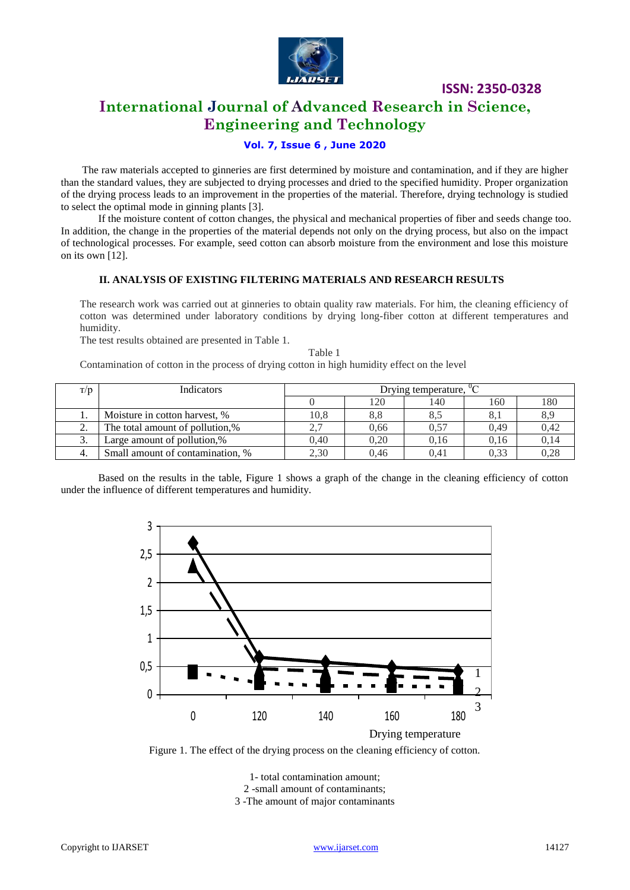The raw materials accepted to ginneries are first determined by moisture and contamination, and if they are higher than the standard values, they are subjected to drying processes and dried to the specified humidity. Proper organization of the drying process leads to an improvement in the properties of the material. Therefore, drying technology is studied to select the optimal mode in ginning plants [3].

If the moisture content of cotton changes, the physical and mechanical properties of fiber and seeds change too. In addition, the change in the properties of the material depends not only on the drying process, but also on the impact of technological processes. For example, seed cotton can absorb moisture from the environment and lose this moisture on its own [12].

### II. ANALYSIS OF EXISTING FILTERING MATERIALS AND RESEARCH RESULTS

The research work was carried out at ginneries to obtain quality raw materials. For him, the cleaning efficiency of cotton was determined under laboratory conditions by drying long-fiber cotton at different temperatures and humidity.

The test results obtained are presented in Table 1.

Table 1

Contamination of cotton in the process of drying cotton in high humidity effect on the level

| т/р | Indicators | Drying temperature, $^0$C | | | | |
|---|---|---|---|---|---|---|
| | | 0 | 120 | 140 | 160 | 180 |
| 1. | Moisture in cotton harvest, % | 10,8 | 8,8 | 8,5 | 8,1 | 8,9 |
| 2. | The total amount of pollution,% | 2,7 | 0,66 | 0,57 | 0,49 | 0,42 |
| 3. | Large amount of pollution,% | 0,40 | 0,20 | 0,16 | 0,16 | 0,14 |
| 4. | Small amount of contamination, % | 2,30 | 0,46 | 0,41 | 0,33 | 0,28 |

Based on the results in the table, Figure 1 shows a graph of the change in the cleaning efficiency of cotton under the influence of different temperatures and humidity.

Figure 1. The effect of the drying process on the cleaning efficiency of cotton.

1- total contamination amount;
2 -small amount of contaminants;
3 -The amount of major contaminants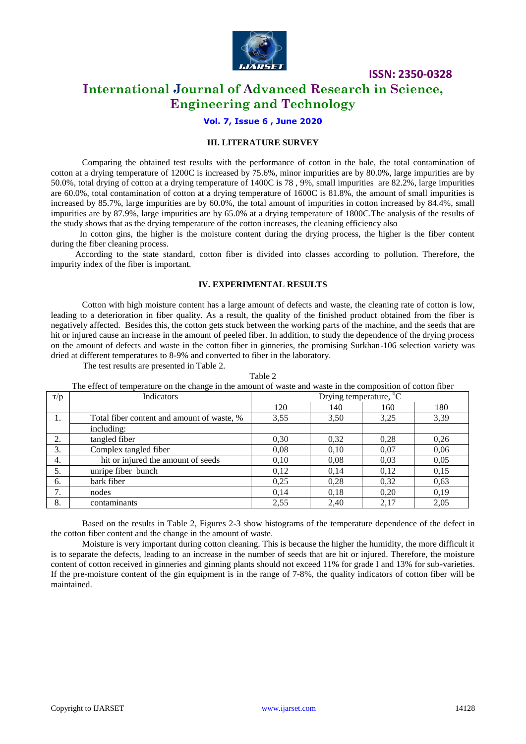### III. LITERATURE SURVEY

Comparing the obtained test results with the performance of cotton in the bale, the total contamination of cotton at a drying temperature of 1200C is increased by 75.6%, minor impurities are by 80.0%, large impurities are by 50.0%, total drying of cotton at a drying temperature of 1400C is 78 , 9%, small impurities are 82.2%, large impurities are 60.0%, total contamination of cotton at a drying temperature of 1600C is 81.8%, the amount of small impurities is increased by 85.7%, large impurities are by 60.0%, the total amount of impurities in cotton increased by 84.4%, small impurities are by 87.9%, large impurities are by 65.0% at a drying temperature of 1800C.The analysis of the results of the study shows that as the drying temperature of the cotton increases, the cleaning efficiency also

In cotton gins, the higher is the moisture content during the drying process, the higher is the fiber content during the fiber cleaning process.

According to the state standard, cotton fiber is divided into classes according to pollution. Therefore, the impurity index of the fiber is important.

### IV. EXPERIMENTAL RESULTS

Cotton with high moisture content has a large amount of defects and waste, the cleaning rate of cotton is low, leading to a deterioration in fiber quality. As a result, the quality of the finished product obtained from the fiber is negatively affected. Besides this, the cotton gets stuck between the working parts of the machine, and the seeds that are hit or injured cause an increase in the amount of peeled fiber. In addition, to study the dependence of the drying process on the amount of defects and waste in the cotton fiber in ginneries, the promising Surkhan-106 selection variety was dried at different temperatures to 8-9% and converted to fiber in the laboratory.

The test results are presented in Table 2.

Table 2

The effect of temperature on the change in the amount of waste and waste in the composition of cotton fiber

| т/р | Indicators | Drying temperature, $^{0}$C | | | |
|---|---|---|---|---|---|
| | | 120 | 140 | 160 | 180 |
| 1. | Total fiber content and amount of waste, % | 3,55 | 3,50 | 3,25 | 3,39 |
| | including: | | | | |
| 2. | tangled fiber | 0,30 | 0,32 | 0,28 | 0,26 |
| 3. | Complex tangled fiber | 0,08 | 0,10 | 0,07 | 0,06 |
| 4. | hit or injured the amount of seeds | 0,10 | 0,08 | 0,03 | 0,05 |
| 5. | unripe fiber bunch | 0,12 | 0,14 | 0,12 | 0,15 |
| 6. | bark fiber | 0,25 | 0,28 | 0,32 | 0,63 |
| 7. | nodes | 0,14 | 0,18 | 0,20 | 0,19 |
| 8. | contaminants | 2,55 | 2,40 | 2,17 | 2,05 |

Based on the results in Table 2, Figures 2-3 show histograms of the temperature dependence of the defect in the cotton fiber content and the change in the amount of waste.

Moisture is very important during cotton cleaning. This is because the higher the humidity, the more difficult it is to separate the defects, leading to an increase in the number of seeds that are hit or injured. Therefore, the moisture content of cotton received in ginneries and ginning plants should not exceed 11% for grade I and 13% for sub-varieties. If the pre-moisture content of the gin equipment is in the range of 7-8%, the quality indicators of cotton fiber will be maintained.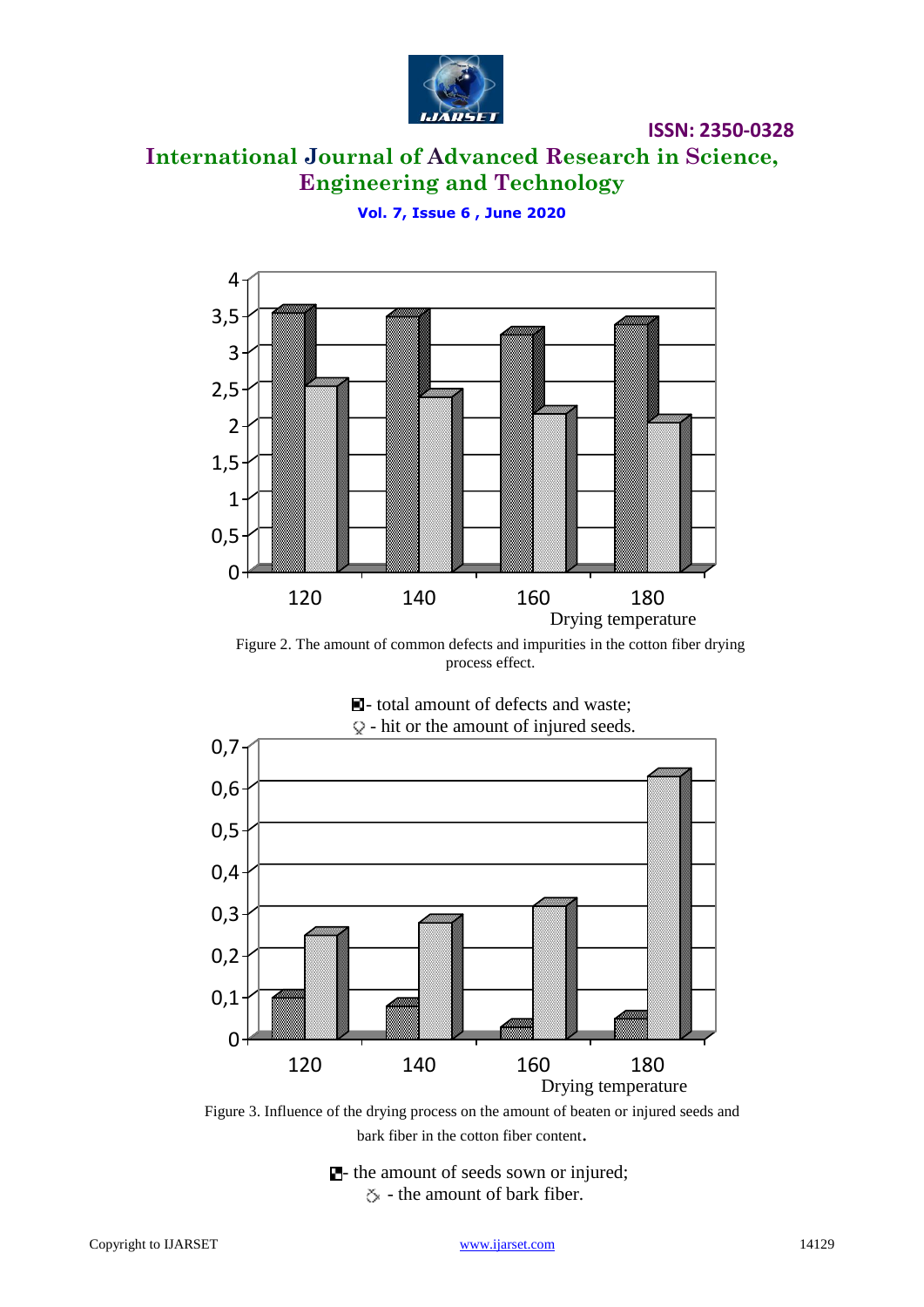Figure 2. The amount of common defects and impurities in the cotton fiber drying process effect.

- total amount of defects and waste;

- hit or the amount of injured seeds.

Figure 3. Influence of the drying process on the amount of beaten or injured seeds and bark fiber in the cotton fiber content.

- the amount of seeds sown or injured;

- the amount of bark fiber.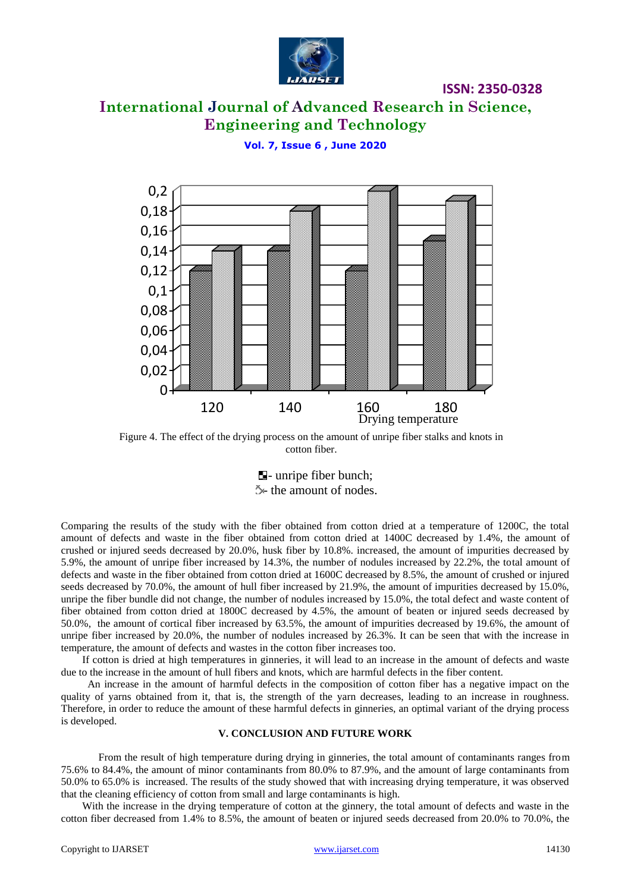Figure 4. The effect of the drying process on the amount of unripe fiber stalks and knots in cotton fiber.

- unripe fiber bunch;
- the amount of nodes.

Comparing the results of the study with the fiber obtained from cotton dried at a temperature of 1200C, the total amount of defects and waste in the fiber obtained from cotton dried at 1400C decreased by 1.4%, the amount of crushed or injured seeds decreased by 20.0%, husk fiber by 10.8%. increased, the amount of impurities decreased by 5.9%, the amount of unripe fiber increased by 14.3%, the number of nodules increased by 22.2%, the total amount of defects and waste in the fiber obtained from cotton dried at 1600C decreased by 8.5%, the amount of crushed or injured seeds decreased by 70.0%, the amount of hull fiber increased by 21.9%, the amount of impurities decreased by 15.0%, unripe the fiber bundle did not change, the number of nodules increased by 15.0%, the total defect and waste content of fiber obtained from cotton dried at 1800C decreased by 4.5%, the amount of beaten or injured seeds decreased by 50.0%, the amount of cortical fiber increased by 63.5%, the amount of impurities decreased by 19.6%, the amount of unripe fiber increased by 20.0%, the number of nodules increased by 26.3%. It can be seen that with the increase in temperature, the amount of defects and wastes in the cotton fiber increases too.

If cotton is dried at high temperatures in ginneries, it will lead to an increase in the amount of defects and waste due to the increase in the amount of hull fibers and knots, which are harmful defects in the fiber content.

An increase in the amount of harmful defects in the composition of cotton fiber has a negative impact on the quality of yarns obtained from it, that is, the strength of the yarn decreases, leading to an increase in roughness. Therefore, in order to reduce the amount of these harmful defects in ginneries, an optimal variant of the drying process is developed.

## V. CONCLUSION AND FUTURE WORK

From the result of high temperature during drying in ginneries, the total amount of contaminants ranges from 75.6% to 84.4%, the amount of minor contaminants from 80.0% to 87.9%, and the amount of large contaminants from 50.0% to 65.0% is increased. The results of the study showed that with increasing drying temperature, it was observed that the cleaning efficiency of cotton from small and large contaminants is high.

With the increase in the drying temperature of cotton at the ginnery, the total amount of defects and waste in the cotton fiber decreased from 1.4% to 8.5%, the amount of beaten or injured seeds decreased from 20.0% to 70.0%, the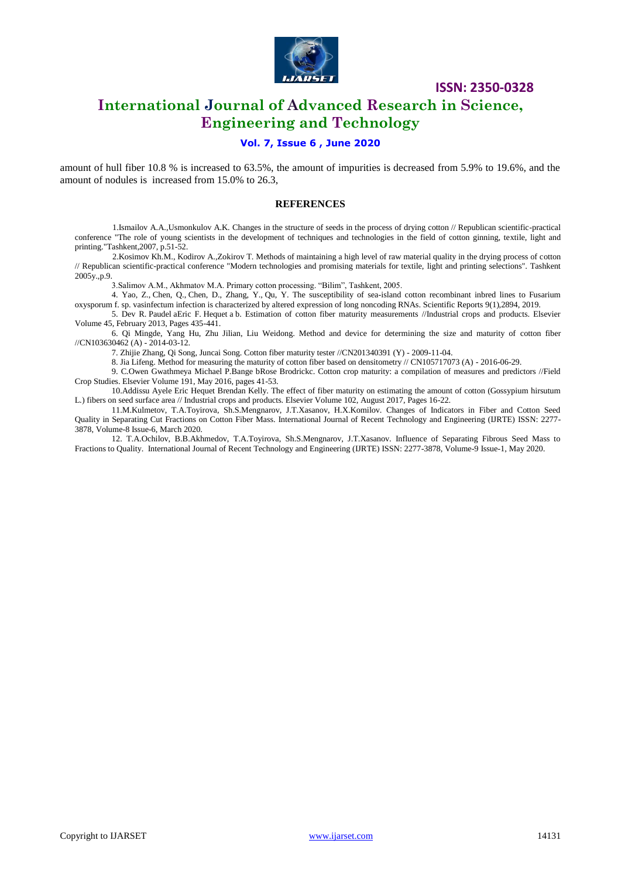amount of hull fiber 10.8 % is increased to 63.5%, the amount of impurities is decreased from 5.9% to 19.6%, and the amount of nodules is increased from 15.0% to 26.3,

## REFERENCES

1.Ismailov A.A.,Usmonkulov A.K. Changes in the structure of seeds in the process of drying cotton // Republican scientific-practical conference "The role of young scientists in the development of techniques and technologies in the field of cotton ginning, textile, light and printing."Tashkent,2007, p.51-52.

2.Kosimov Kh.M., Kodirov A.,Zokirov T. Methods of maintaining a high level of raw material quality in the drying process of cotton // Republican scientific-practical conference "Modern technologies and promising materials for textile, light and printing selections". Tashkent 2005y.,p.9.

3.Salimov A.M., Akhmatov M.A. Primary cotton processing. "Bilim", Tashkent, 2005.

4. Yao, Z., Chen, Q., Chen, D., Zhang, Y., Qu, Y. The susceptibility of sea-island cotton recombinant inbred lines to Fusarium oxysporum f. sp. vasinfectum infection is characterized by altered expression of long noncoding RNAs. Scientific Reports 9(1),2894, 2019.

5. Dev R. Paudel aEric F. Hequet a b. Estimation of cotton fiber maturity measurements //Industrial crops and products. Elsevier Volume 45, February 2013, Pages 435-441.

6. Qi Mingde, Yang Hu, Zhu Jilian, Liu Weidong. Method and device for determining the size and maturity of cotton fiber //CN103630462 (A) - 2014-03-12.

7. Zhijie Zhang, Qi Song, Juncai Song. Cotton fiber maturity tester //CN201340391 (Y) - 2009-11-04.

8. Jia Lifeng. Method for measuring the maturity of cotton fiber based on densitometry // CN105717073 (A) - 2016-06-29.

9. C.Owen Gwathmeya Michael P.Bange bRose Brodrickc. Cotton crop maturity: a compilation of measures and predictors //Field Crop Studies. Elsevier Volume 191, May 2016, pages 41-53.

10.Addissu Ayele Eric Hequet Brendan Kelly. The effect of fiber maturity on estimating the amount of cotton (Gossypium hirsutum L.) fibers on seed surface area // Industrial crops and products. Elsevier Volume 102, August 2017, Pages 16-22.

11.M.Kulmetov, T.A.Toyirova, Sh.S.Mengnarov, J.T.Xasanov, H.X.Komilov. Changes of Indicators in Fiber and Cotton Seed Quality in Separating Cut Fractions on Cotton Fiber Mass. International Journal of Recent Technology and Engineering (IJRTE) ISSN: 2277-3878, Volume-8 Issue-6, March 2020.

12. T.A.Ochilov, B.B.Akhmedov, T.A.Toyirova, Sh.S.Mengnarov, J.T.Xasanov. Influence of Separating Fibrous Seed Mass to Fractions to Quality. International Journal of Recent Technology and Engineering (IJRTE) ISSN: 2277-3878, Volume-9 Issue-1, May 2020.